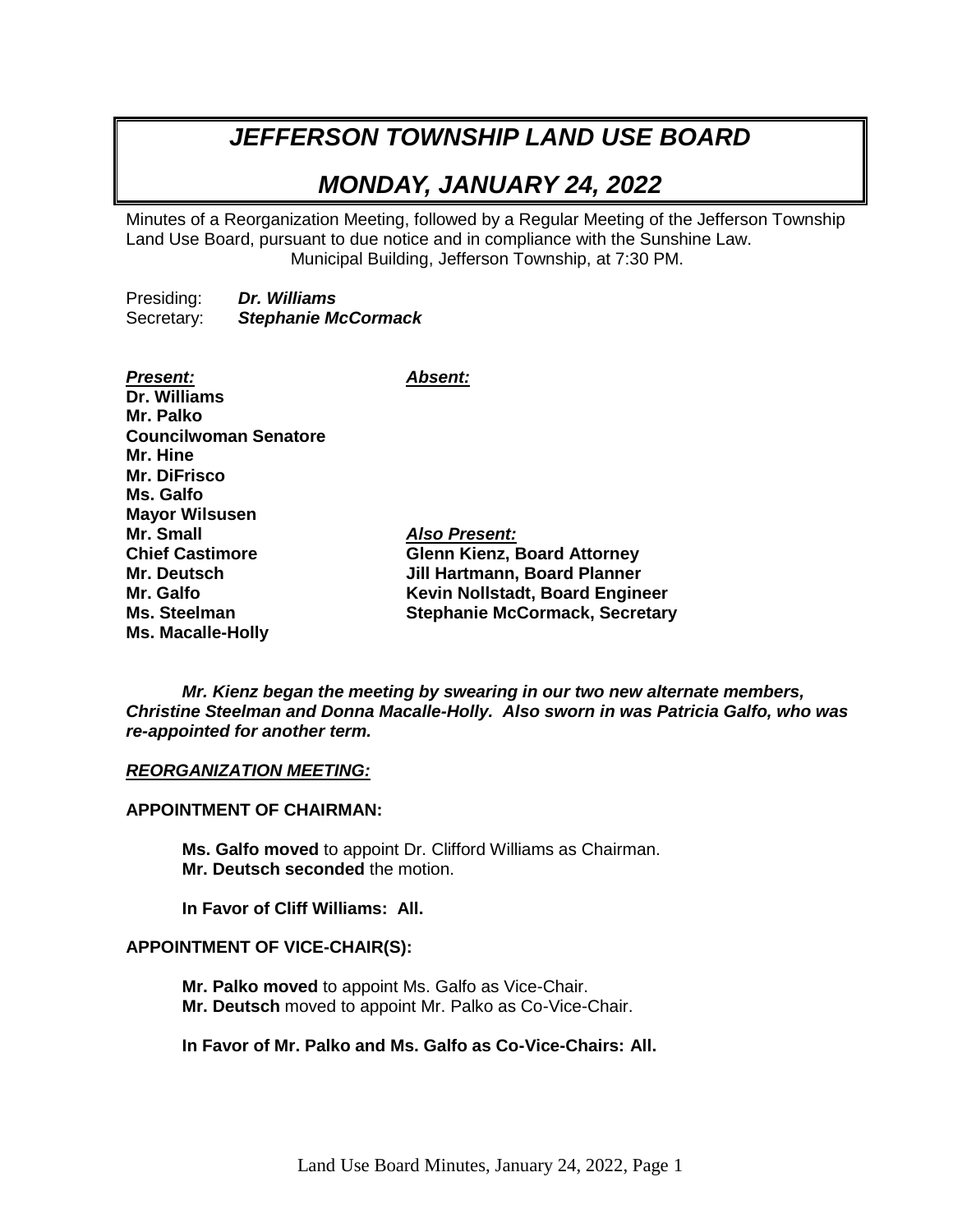# *JEFFERSON TOWNSHIP LAND USE BOARD*

## *MONDAY, JANUARY 24, 2022*

Minutes of a Reorganization Meeting, followed by a Regular Meeting of the Jefferson Township Land Use Board, pursuant to due notice and in compliance with the Sunshine Law. Municipal Building, Jefferson Township, at 7:30 PM.

Presiding: ***Dr. Williams***
Secretary: ***Stephanie McCormack***

| ***Present:*** | ***Absent:*** |
|---|---|
| **Dr. Williams** | |
| **Mr. Palko** | |
| **Councilwoman Senatore** | |
| **Mr. Hine** | |
| **Mr. DiFrisco** | |
| **Ms. Galfo** | |
| **Mayor Wilsusen** | |
| **Mr. Small** | ***Also Present:*** |
| **Chief Castimore** | **Glenn Kienz, Board Attorney** |
| **Mr. Deutsch** | **Jill Hartmann, Board Planner** |
| **Mr. Galfo** | **Kevin Nollstadt, Board Engineer** |
| **Ms. Steelman** | **Stephanie McCormack, Secretary** |
| **Ms. Macalle-Holly** | |

***Mr. Kienz began the meeting by swearing in our two new alternate members, Christine Steelman and Donna Macalle-Holly. Also sworn in was Patricia Galfo, who was re-appointed for another term.***

***REORGANIZATION MEETING:***

**APPOINTMENT OF CHAIRMAN:**

**Ms. Galfo moved** to appoint Dr. Clifford Williams as Chairman.
**Mr. Deutsch seconded** the motion.

**In Favor of Cliff Williams: All.**

**APPOINTMENT OF VICE-CHAIR(S):**

**Mr. Palko moved** to appoint Ms. Galfo as Vice-Chair.
**Mr. Deutsch** moved to appoint Mr. Palko as Co-Vice-Chair.

**In Favor of Mr. Palko and Ms. Galfo as Co-Vice-Chairs: All.**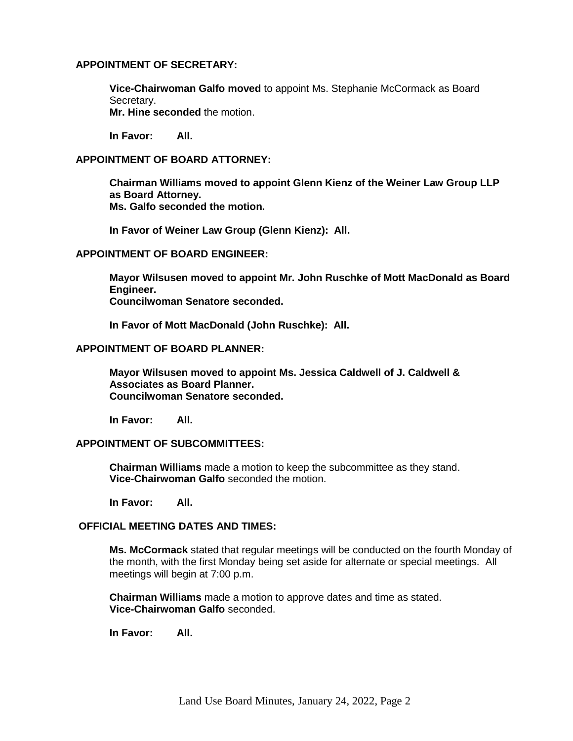**APPOINTMENT OF SECRETARY:**

**Vice-Chairwoman Galfo moved** to appoint Ms. Stephanie McCormack as Board Secretary.
**Mr. Hine seconded** the motion.

**In Favor: All.**

**APPOINTMENT OF BOARD ATTORNEY:**

**Chairman Williams moved to appoint Glenn Kienz of the Weiner Law Group LLP as Board Attorney.**
**Ms. Galfo seconded the motion.**

**In Favor of Weiner Law Group (Glenn Kienz): All.**

**APPOINTMENT OF BOARD ENGINEER:**

**Mayor Wilsusen moved to appoint Mr. John Ruschke of Mott MacDonald as Board Engineer.**
**Councilwoman Senatore seconded.**

**In Favor of Mott MacDonald (John Ruschke): All.**

**APPOINTMENT OF BOARD PLANNER:**

**Mayor Wilsusen moved to appoint Ms. Jessica Caldwell of J. Caldwell & Associates as Board Planner.**
**Councilwoman Senatore seconded.**

**In Favor: All.**

**APPOINTMENT OF SUBCOMMITTEES:**

**Chairman Williams** made a motion to keep the subcommittee as they stand.
**Vice-Chairwoman Galfo** seconded the motion.

**In Favor: All.**

**OFFICIAL MEETING DATES AND TIMES:**

**Ms. McCormack** stated that regular meetings will be conducted on the fourth Monday of the month, with the first Monday being set aside for alternate or special meetings. All meetings will begin at 7:00 p.m.

**Chairman Williams** made a motion to approve dates and time as stated.
**Vice-Chairwoman Galfo** seconded.

**In Favor: All.**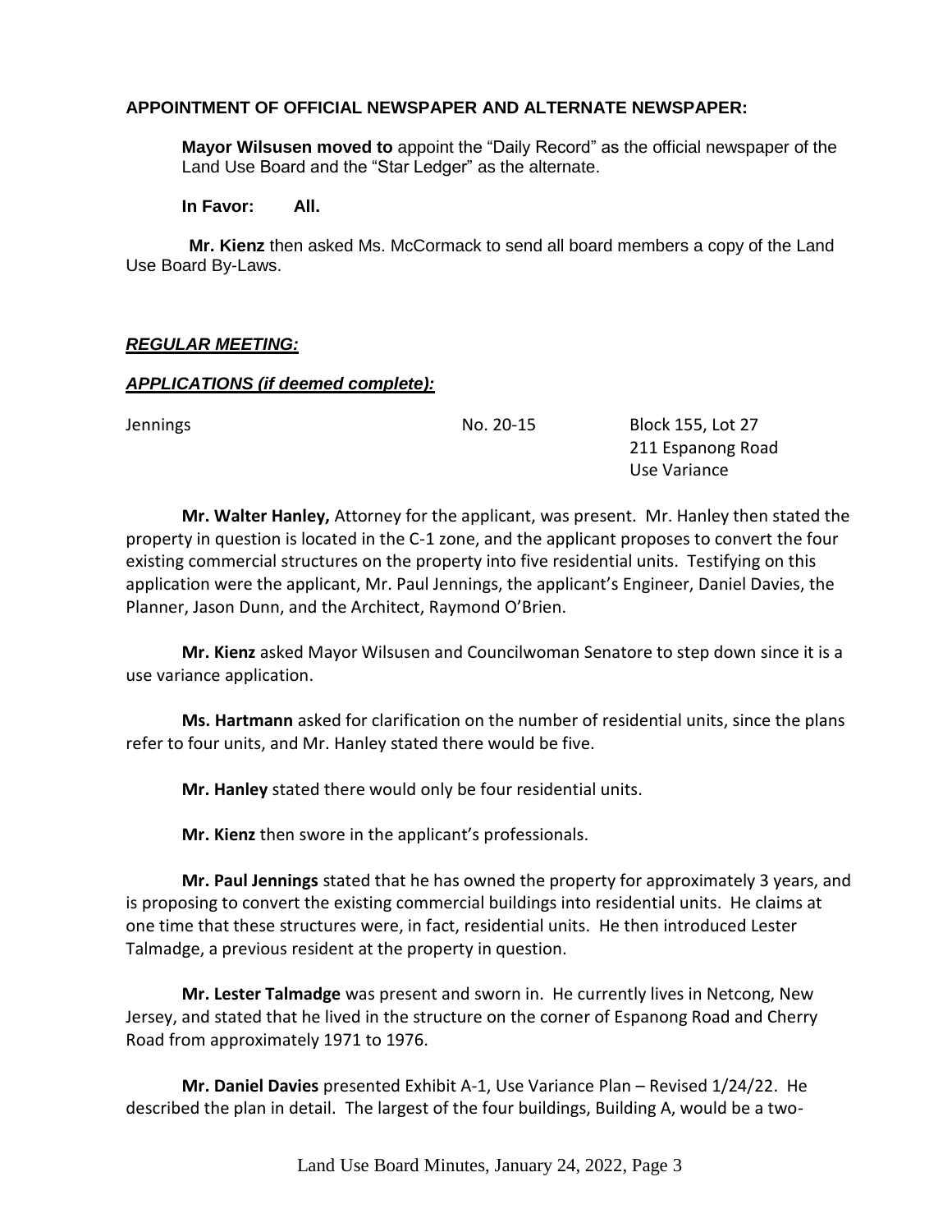**APPOINTMENT OF OFFICIAL NEWSPAPER AND ALTERNATE NEWSPAPER:**

**Mayor Wilsusen moved to** appoint the "Daily Record" as the official newspaper of the Land Use Board and the "Star Ledger" as the alternate.

**In Favor: All.**

**Mr. Kienz** then asked Ms. McCormack to send all board members a copy of the Land Use Board By-Laws.

***REGULAR MEETING:***

***APPLICATIONS (if deemed complete):***

| | | |
|---|---|---|
| Jennings | No. 20-15 | Block 155, Lot 27<br>211 Espanong Road<br>Use Variance |

**Mr. Walter Hanley,** Attorney for the applicant, was present. Mr. Hanley then stated the property in question is located in the C-1 zone, and the applicant proposes to convert the four existing commercial structures on the property into five residential units. Testifying on this application were the applicant, Mr. Paul Jennings, the applicant's Engineer, Daniel Davies, the Planner, Jason Dunn, and the Architect, Raymond O'Brien.

**Mr. Kienz** asked Mayor Wilsusen and Councilwoman Senatore to step down since it is a use variance application.

**Ms. Hartmann** asked for clarification on the number of residential units, since the plans refer to four units, and Mr. Hanley stated there would be five.

**Mr. Hanley** stated there would only be four residential units.

**Mr. Kienz** then swore in the applicant's professionals.

**Mr. Paul Jennings** stated that he has owned the property for approximately 3 years, and is proposing to convert the existing commercial buildings into residential units. He claims at one time that these structures were, in fact, residential units. He then introduced Lester Talmadge, a previous resident at the property in question.

**Mr. Lester Talmadge** was present and sworn in. He currently lives in Netcong, New Jersey, and stated that he lived in the structure on the corner of Espanong Road and Cherry Road from approximately 1971 to 1976.

**Mr. Daniel Davies** presented Exhibit A-1, Use Variance Plan – Revised 1/24/22. He described the plan in detail. The largest of the four buildings, Building A, would be a two-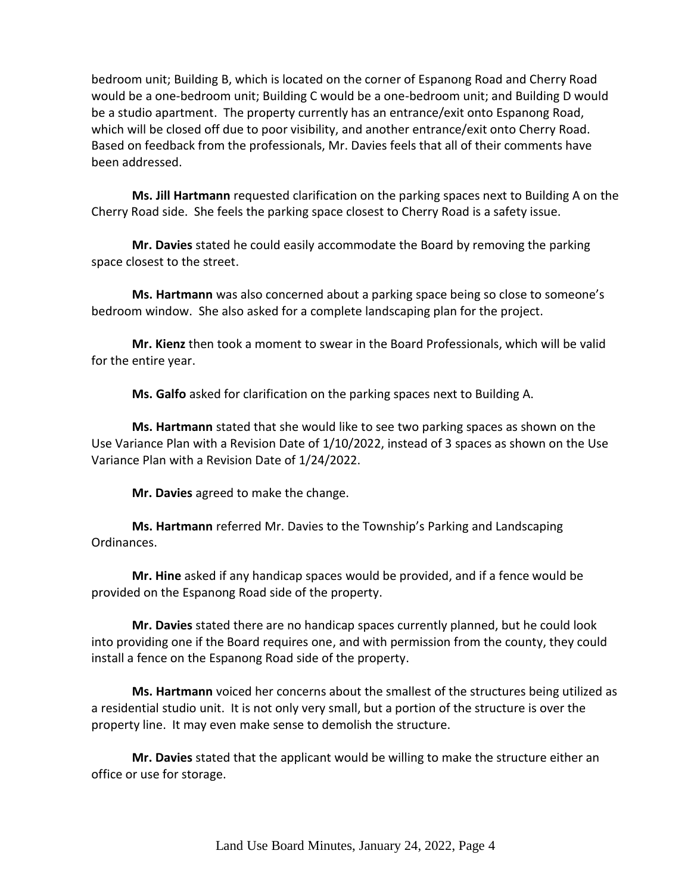bedroom unit; Building B, which is located on the corner of Espanong Road and Cherry Road would be a one-bedroom unit; Building C would be a one-bedroom unit; and Building D would be a studio apartment. The property currently has an entrance/exit onto Espanong Road, which will be closed off due to poor visibility, and another entrance/exit onto Cherry Road. Based on feedback from the professionals, Mr. Davies feels that all of their comments have been addressed.

**Ms. Jill Hartmann** requested clarification on the parking spaces next to Building A on the Cherry Road side. She feels the parking space closest to Cherry Road is a safety issue.

**Mr. Davies** stated he could easily accommodate the Board by removing the parking space closest to the street.

**Ms. Hartmann** was also concerned about a parking space being so close to someone's bedroom window. She also asked for a complete landscaping plan for the project.

**Mr. Kienz** then took a moment to swear in the Board Professionals, which will be valid for the entire year.

**Ms. Galfo** asked for clarification on the parking spaces next to Building A.

**Ms. Hartmann** stated that she would like to see two parking spaces as shown on the Use Variance Plan with a Revision Date of 1/10/2022, instead of 3 spaces as shown on the Use Variance Plan with a Revision Date of 1/24/2022.

**Mr. Davies** agreed to make the change.

**Ms. Hartmann** referred Mr. Davies to the Township's Parking and Landscaping Ordinances.

**Mr. Hine** asked if any handicap spaces would be provided, and if a fence would be provided on the Espanong Road side of the property.

**Mr. Davies** stated there are no handicap spaces currently planned, but he could look into providing one if the Board requires one, and with permission from the county, they could install a fence on the Espanong Road side of the property.

**Ms. Hartmann** voiced her concerns about the smallest of the structures being utilized as a residential studio unit. It is not only very small, but a portion of the structure is over the property line. It may even make sense to demolish the structure.

**Mr. Davies** stated that the applicant would be willing to make the structure either an office or use for storage.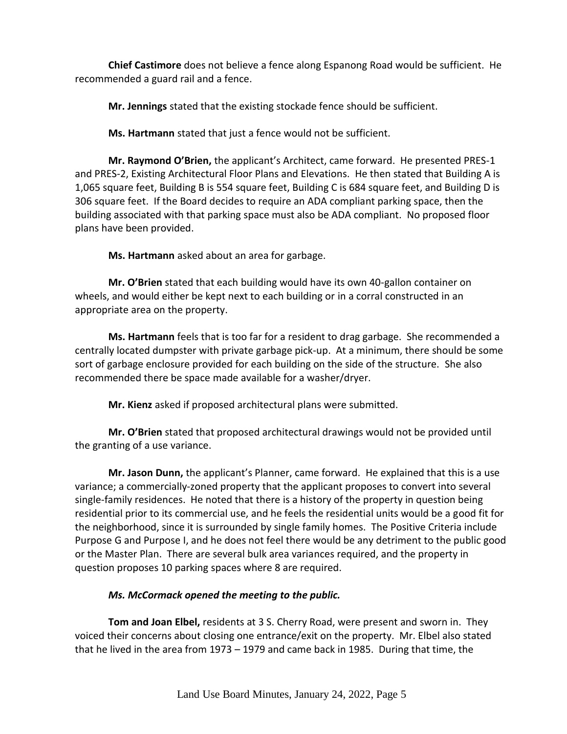**Chief Castimore** does not believe a fence along Espanong Road would be sufficient. He recommended a guard rail and a fence.

**Mr. Jennings** stated that the existing stockade fence should be sufficient.

**Ms. Hartmann** stated that just a fence would not be sufficient.

**Mr. Raymond O'Brien,** the applicant's Architect, came forward. He presented PRES-1 and PRES-2, Existing Architectural Floor Plans and Elevations. He then stated that Building A is 1,065 square feet, Building B is 554 square feet, Building C is 684 square feet, and Building D is 306 square feet. If the Board decides to require an ADA compliant parking space, then the building associated with that parking space must also be ADA compliant. No proposed floor plans have been provided.

**Ms. Hartmann** asked about an area for garbage.

**Mr. O'Brien** stated that each building would have its own 40-gallon container on wheels, and would either be kept next to each building or in a corral constructed in an appropriate area on the property.

**Ms. Hartmann** feels that is too far for a resident to drag garbage. She recommended a centrally located dumpster with private garbage pick-up. At a minimum, there should be some sort of garbage enclosure provided for each building on the side of the structure. She also recommended there be space made available for a washer/dryer.

**Mr. Kienz** asked if proposed architectural plans were submitted.

**Mr. O'Brien** stated that proposed architectural drawings would not be provided until the granting of a use variance.

**Mr. Jason Dunn,** the applicant's Planner, came forward. He explained that this is a use variance; a commercially-zoned property that the applicant proposes to convert into several single-family residences. He noted that there is a history of the property in question being residential prior to its commercial use, and he feels the residential units would be a good fit for the neighborhood, since it is surrounded by single family homes. The Positive Criteria include Purpose G and Purpose I, and he does not feel there would be any detriment to the public good or the Master Plan. There are several bulk area variances required, and the property in question proposes 10 parking spaces where 8 are required.

***Ms. McCormack opened the meeting to the public.***

**Tom and Joan Elbel,** residents at 3 S. Cherry Road, were present and sworn in. They voiced their concerns about closing one entrance/exit on the property. Mr. Elbel also stated that he lived in the area from 1973 – 1979 and came back in 1985. During that time, the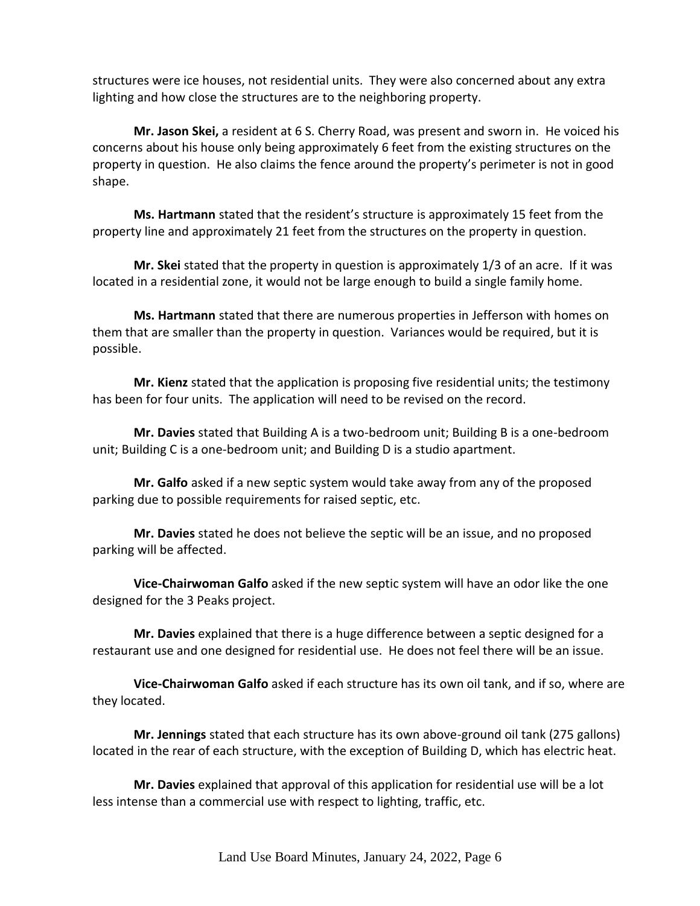structures were ice houses, not residential units. They were also concerned about any extra lighting and how close the structures are to the neighboring property.

**Mr. Jason Skei,** a resident at 6 S. Cherry Road, was present and sworn in. He voiced his concerns about his house only being approximately 6 feet from the existing structures on the property in question. He also claims the fence around the property's perimeter is not in good shape.

**Ms. Hartmann** stated that the resident's structure is approximately 15 feet from the property line and approximately 21 feet from the structures on the property in question.

**Mr. Skei** stated that the property in question is approximately 1/3 of an acre. If it was located in a residential zone, it would not be large enough to build a single family home.

**Ms. Hartmann** stated that there are numerous properties in Jefferson with homes on them that are smaller than the property in question. Variances would be required, but it is possible.

**Mr. Kienz** stated that the application is proposing five residential units; the testimony has been for four units. The application will need to be revised on the record.

**Mr. Davies** stated that Building A is a two-bedroom unit; Building B is a one-bedroom unit; Building C is a one-bedroom unit; and Building D is a studio apartment.

**Mr. Galfo** asked if a new septic system would take away from any of the proposed parking due to possible requirements for raised septic, etc.

**Mr. Davies** stated he does not believe the septic will be an issue, and no proposed parking will be affected.

**Vice-Chairwoman Galfo** asked if the new septic system will have an odor like the one designed for the 3 Peaks project.

**Mr. Davies** explained that there is a huge difference between a septic designed for a restaurant use and one designed for residential use. He does not feel there will be an issue.

**Vice-Chairwoman Galfo** asked if each structure has its own oil tank, and if so, where are they located.

**Mr. Jennings** stated that each structure has its own above-ground oil tank (275 gallons) located in the rear of each structure, with the exception of Building D, which has electric heat.

**Mr. Davies** explained that approval of this application for residential use will be a lot less intense than a commercial use with respect to lighting, traffic, etc.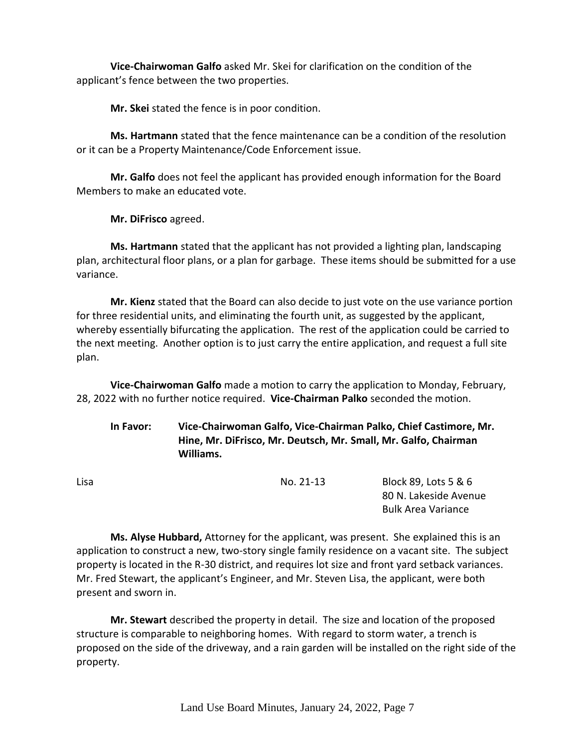**Vice-Chairwoman Galfo** asked Mr. Skei for clarification on the condition of the applicant's fence between the two properties.

**Mr. Skei** stated the fence is in poor condition.

**Ms. Hartmann** stated that the fence maintenance can be a condition of the resolution or it can be a Property Maintenance/Code Enforcement issue.

**Mr. Galfo** does not feel the applicant has provided enough information for the Board Members to make an educated vote.

**Mr. DiFrisco** agreed.

**Ms. Hartmann** stated that the applicant has not provided a lighting plan, landscaping plan, architectural floor plans, or a plan for garbage. These items should be submitted for a use variance.

**Mr. Kienz** stated that the Board can also decide to just vote on the use variance portion for three residential units, and eliminating the fourth unit, as suggested by the applicant, whereby essentially bifurcating the application. The rest of the application could be carried to the next meeting. Another option is to just carry the entire application, and request a full site plan.

**Vice-Chairwoman Galfo** made a motion to carry the application to Monday, February, 28, 2022 with no further notice required. **Vice-Chairman Palko** seconded the motion.

**In Favor: Vice-Chairwoman Galfo, Vice-Chairman Palko, Chief Castimore, Mr. Hine, Mr. DiFrisco, Mr. Deutsch, Mr. Small, Mr. Galfo, Chairman Williams.**

Lisa | No. 21-13 | Block 89, Lots 5 & 6
80 N. Lakeside Avenue
Bulk Area Variance

**Ms. Alyse Hubbard,** Attorney for the applicant, was present. She explained this is an application to construct a new, two-story single family residence on a vacant site. The subject property is located in the R-30 district, and requires lot size and front yard setback variances. Mr. Fred Stewart, the applicant's Engineer, and Mr. Steven Lisa, the applicant, were both present and sworn in.

**Mr. Stewart** described the property in detail. The size and location of the proposed structure is comparable to neighboring homes. With regard to storm water, a trench is proposed on the side of the driveway, and a rain garden will be installed on the right side of the property.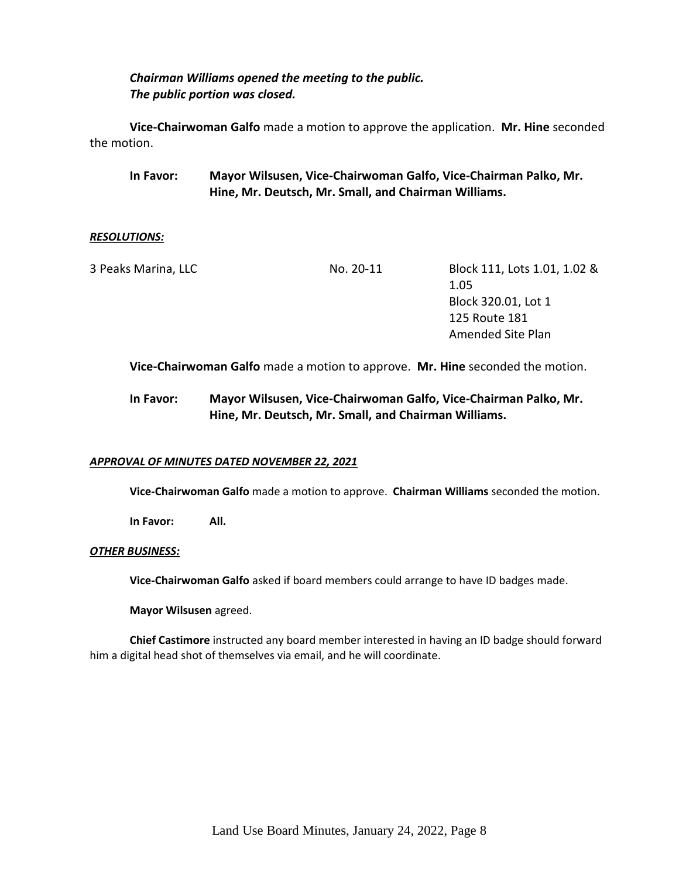***Chairman Williams opened the meeting to the public.***
***The public portion was closed.***

**Vice-Chairwoman Galfo** made a motion to approve the application. **Mr. Hine** seconded the motion.

**In Favor: Mayor Wilsusen, Vice-Chairwoman Galfo, Vice-Chairman Palko, Mr. Hine, Mr. Deutsch, Mr. Small, and Chairman Williams.**

***RESOLUTIONS:***

| | | |
|---|---|---|
| 3 Peaks Marina, LLC | No. 20-11 | Block 111, Lots 1.01, 1.02 & 1.05<br>Block 320.01, Lot 1<br>125 Route 181<br>Amended Site Plan |

**Vice-Chairwoman Galfo** made a motion to approve. **Mr. Hine** seconded the motion.

**In Favor: Mayor Wilsusen, Vice-Chairwoman Galfo, Vice-Chairman Palko, Mr. Hine, Mr. Deutsch, Mr. Small, and Chairman Williams.**

***APPROVAL OF MINUTES DATED NOVEMBER 22, 2021***

**Vice-Chairwoman Galfo** made a motion to approve. **Chairman Williams** seconded the motion.

**In Favor: All.**

***OTHER BUSINESS:***

**Vice-Chairwoman Galfo** asked if board members could arrange to have ID badges made.

**Mayor Wilsusen** agreed.

**Chief Castimore** instructed any board member interested in having an ID badge should forward him a digital head shot of themselves via email, and he will coordinate.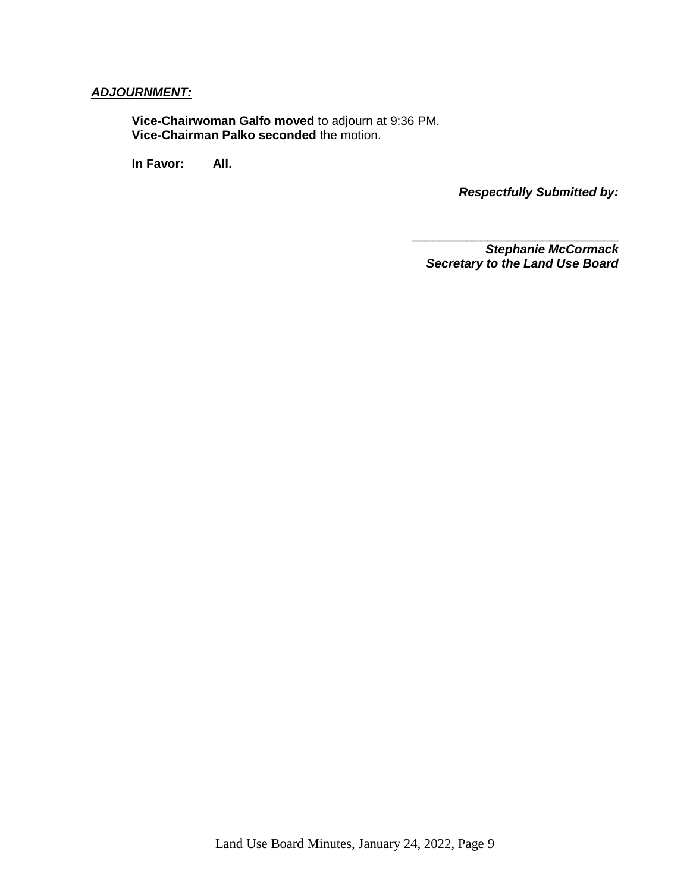***ADJOURNMENT:***

**Vice-Chairwoman Galfo moved** to adjourn at 9:36 PM.
**Vice-Chairman Palko seconded** the motion.

**In Favor: All.**

***Respectfully Submitted by:***

\_\_\_\_\_\_\_\_\_\_\_\_\_\_\_\_\_\_\_\_\_\_\_\_\_\_\_\_\_\_\_\_
***Stephanie McCormack***
***Secretary to the Land Use Board***